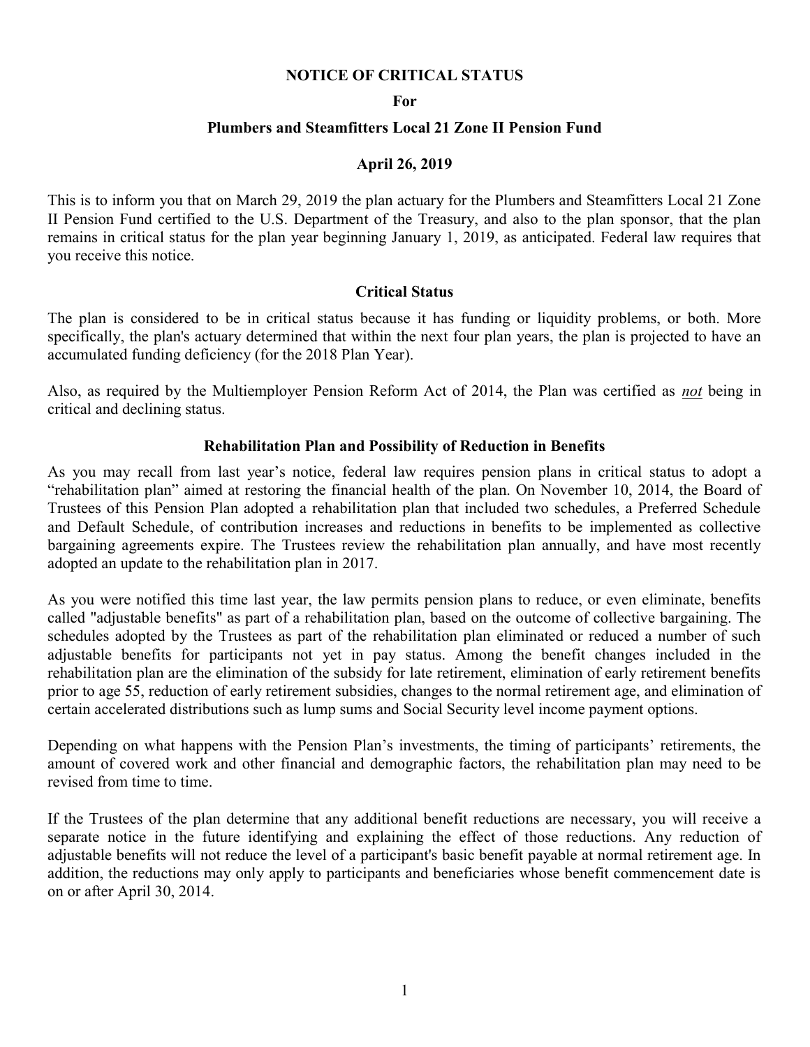# NOTICE OF CRITICAL STATUS

**For**

**Plumbers and Steamfitters Local 21 Zone II Pension Fund**

**April 26, 2019**

This is to inform you that on March 29, 2019 the plan actuary for the Plumbers and Steamfitters Local 21 Zone II Pension Fund certified to the U.S. Department of the Treasury, and also to the plan sponsor, that the plan remains in critical status for the plan year beginning January 1, 2019, as anticipated. Federal law requires that you receive this notice.

## Critical Status

The plan is considered to be in critical status because it has funding or liquidity problems, or both. More specifically, the plan's actuary determined that within the next four plan years, the plan is projected to have an accumulated funding deficiency (for the 2018 Plan Year).

Also, as required by the Multiemployer Pension Reform Act of 2014, the Plan was certified as ***not*** being in critical and declining status.

## Rehabilitation Plan and Possibility of Reduction in Benefits

As you may recall from last year's notice, federal law requires pension plans in critical status to adopt a "rehabilitation plan" aimed at restoring the financial health of the plan. On November 10, 2014, the Board of Trustees of this Pension Plan adopted a rehabilitation plan that included two schedules, a Preferred Schedule and Default Schedule, of contribution increases and reductions in benefits to be implemented as collective bargaining agreements expire. The Trustees review the rehabilitation plan annually, and have most recently adopted an update to the rehabilitation plan in 2017.

As you were notified this time last year, the law permits pension plans to reduce, or even eliminate, benefits called "adjustable benefits" as part of a rehabilitation plan, based on the outcome of collective bargaining. The schedules adopted by the Trustees as part of the rehabilitation plan eliminated or reduced a number of such adjustable benefits for participants not yet in pay status. Among the benefit changes included in the rehabilitation plan are the elimination of the subsidy for late retirement, elimination of early retirement benefits prior to age 55, reduction of early retirement subsidies, changes to the normal retirement age, and elimination of certain accelerated distributions such as lump sums and Social Security level income payment options.

Depending on what happens with the Pension Plan's investments, the timing of participants' retirements, the amount of covered work and other financial and demographic factors, the rehabilitation plan may need to be revised from time to time.

If the Trustees of the plan determine that any additional benefit reductions are necessary, you will receive a separate notice in the future identifying and explaining the effect of those reductions. Any reduction of adjustable benefits will not reduce the level of a participant's basic benefit payable at normal retirement age. In addition, the reductions may only apply to participants and beneficiaries whose benefit commencement date is on or after April 30, 2014.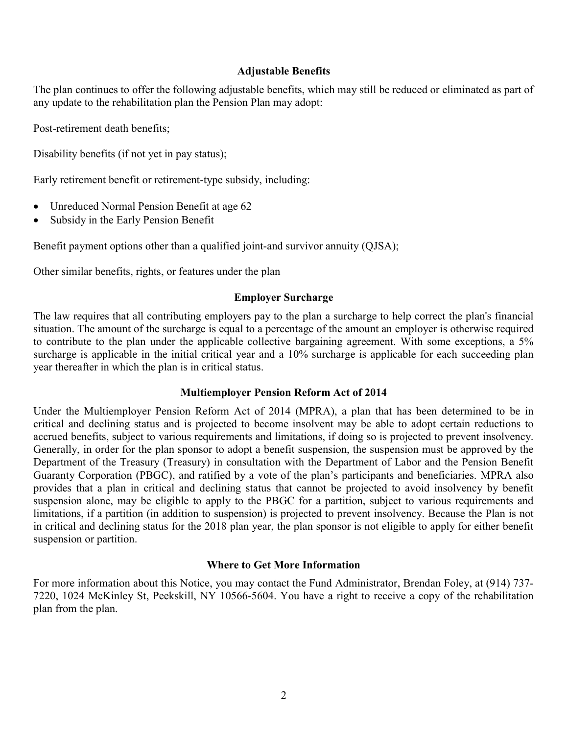## Adjustable Benefits

The plan continues to offer the following adjustable benefits, which may still be reduced or eliminated as part of any update to the rehabilitation plan the Pension Plan may adopt:

Post-retirement death benefits;

Disability benefits (if not yet in pay status);

Early retirement benefit or retirement-type subsidy, including:

- Unreduced Normal Pension Benefit at age 62
- Subsidy in the Early Pension Benefit

Benefit payment options other than a qualified joint-and survivor annuity (QJSA);

Other similar benefits, rights, or features under the plan

## Employer Surcharge

The law requires that all contributing employers pay to the plan a surcharge to help correct the plan's financial situation. The amount of the surcharge is equal to a percentage of the amount an employer is otherwise required to contribute to the plan under the applicable collective bargaining agreement. With some exceptions, a 5% surcharge is applicable in the initial critical year and a 10% surcharge is applicable for each succeeding plan year thereafter in which the plan is in critical status.

## Multiemployer Pension Reform Act of 2014

Under the Multiemployer Pension Reform Act of 2014 (MPRA), a plan that has been determined to be in critical and declining status and is projected to become insolvent may be able to adopt certain reductions to accrued benefits, subject to various requirements and limitations, if doing so is projected to prevent insolvency. Generally, in order for the plan sponsor to adopt a benefit suspension, the suspension must be approved by the Department of the Treasury (Treasury) in consultation with the Department of Labor and the Pension Benefit Guaranty Corporation (PBGC), and ratified by a vote of the plan's participants and beneficiaries. MPRA also provides that a plan in critical and declining status that cannot be projected to avoid insolvency by benefit suspension alone, may be eligible to apply to the PBGC for a partition, subject to various requirements and limitations, if a partition (in addition to suspension) is projected to prevent insolvency. Because the Plan is not in critical and declining status for the 2018 plan year, the plan sponsor is not eligible to apply for either benefit suspension or partition.

## Where to Get More Information

For more information about this Notice, you may contact the Fund Administrator, Brendan Foley, at (914) 737-7220, 1024 McKinley St, Peekskill, NY 10566-5604. You have a right to receive a copy of the rehabilitation plan from the plan.